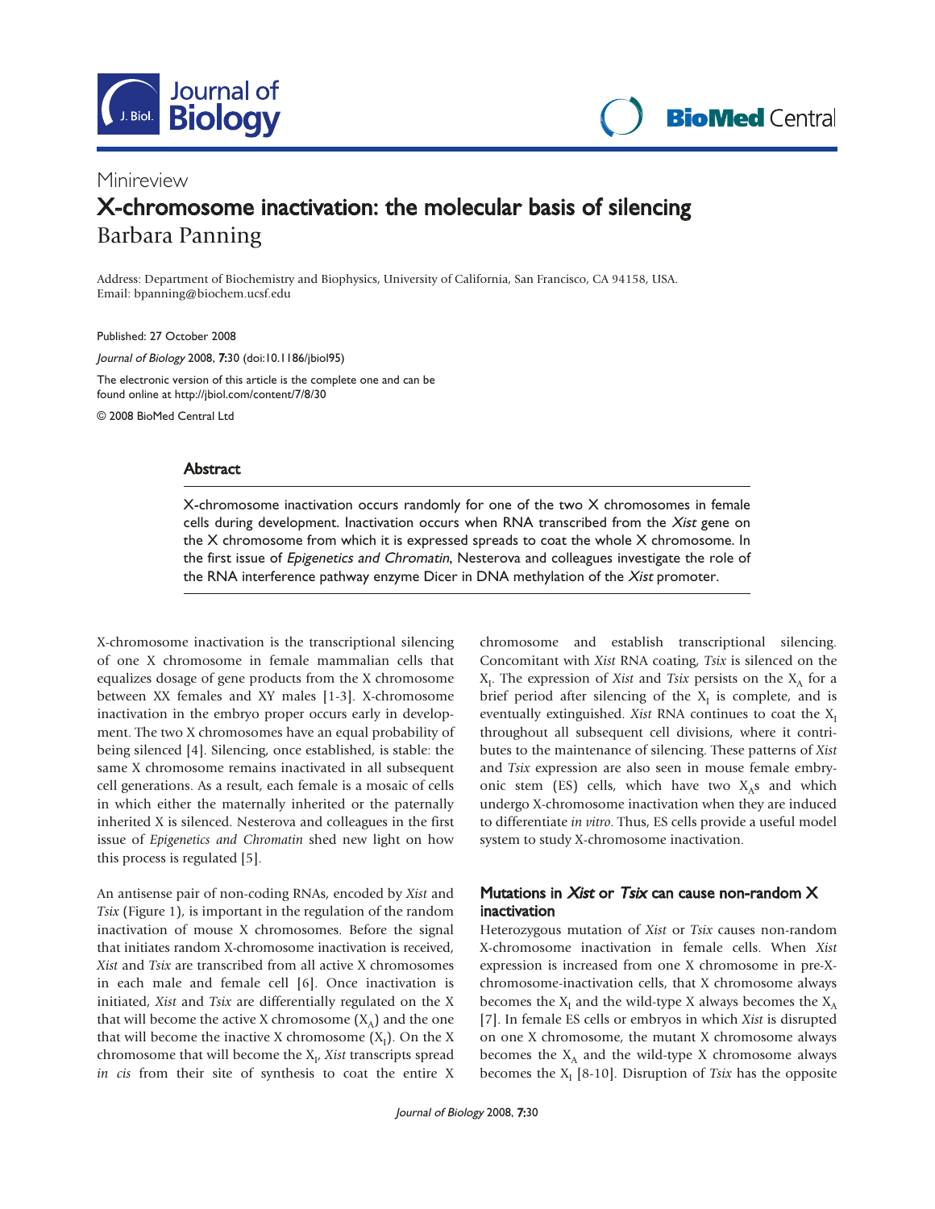Minireview

# X-chromosome inactivation: the molecular basis of silencing

Barbara Panning

Address: Department of Biochemistry and Biophysics, University of California, San Francisco, CA 94158, USA.
Email: bpanning@biochem.ucsf.edu

Published: 27 October 2008

*Journal of Biology* 2008, **7**:30 (doi:10.1186/jbiol95)

The electronic version of this article is the complete one and can be found online at http://jbiol.com/content/7/8/30

© 2008 BioMed Central Ltd

## Abstract

X-chromosome inactivation occurs randomly for one of the two X chromosomes in female cells during development. Inactivation occurs when RNA transcribed from the *Xist* gene on the X chromosome from which it is expressed spreads to coat the whole X chromosome. In the first issue of *Epigenetics and Chromatin*, Nesterova and colleagues investigate the role of the RNA interference pathway enzyme Dicer in DNA methylation of the *Xist* promoter.

X-chromosome inactivation is the transcriptional silencing of one X chromosome in female mammalian cells that equalizes dosage of gene products from the X chromosome between XX females and XY males [1-3]. X-chromosome inactivation in the embryo proper occurs early in development. The two X chromosomes have an equal probability of being silenced [4]. Silencing, once established, is stable: the same X chromosome remains inactivated in all subsequent cell generations. As a result, each female is a mosaic of cells in which either the maternally inherited or the paternally inherited X is silenced. Nesterova and colleagues in the first issue of *Epigenetics and Chromatin* shed new light on how this process is regulated [5].

An antisense pair of non-coding RNAs, encoded by *Xist* and *Tsix* (Figure 1), is important in the regulation of the random inactivation of mouse X chromosomes. Before the signal that initiates random X-chromosome inactivation is received, *Xist* and *Tsix* are transcribed from all active X chromosomes in each male and female cell [6]. Once inactivation is initiated, *Xist* and *Tsix* are differentially regulated on the X that will become the active X chromosome ($X_A$) and the one that will become the inactive X chromosome ($X_I$). On the X chromosome that will become the $X_I$, *Xist* transcripts spread *in cis* from their site of synthesis to coat the entire X chromosome and establish transcriptional silencing. Concomitant with *Xist* RNA coating, *Tsix* is silenced on the $X_I$. The expression of *Xist* and *Tsix* persists on the $X_A$ for a brief period after silencing of the $X_I$ is complete, and is eventually extinguished. *Xist* RNA continues to coat the $X_I$ throughout all subsequent cell divisions, where it contributes to the maintenance of silencing. These patterns of *Xist* and *Tsix* expression are also seen in mouse female embryonic stem (ES) cells, which have two $X_A$s and which undergo X-chromosome inactivation when they are induced to differentiate *in vitro*. Thus, ES cells provide a useful model system to study X-chromosome inactivation.

## Mutations in *Xist* or *Tsix* can cause non-random X inactivation

Heterozygous mutation of *Xist* or *Tsix* causes non-random X-chromosome inactivation in female cells. When *Xist* expression is increased from one X chromosome in pre-X-chromosome-inactivation cells, that X chromosome always becomes the $X_I$ and the wild-type X always becomes the $X_A$ [7]. In female ES cells or embryos in which *Xist* is disrupted on one X chromosome, the mutant X chromosome always becomes the $X_A$ and the wild-type X chromosome always becomes the $X_I$ [8-10]. Disruption of *Tsix* has the opposite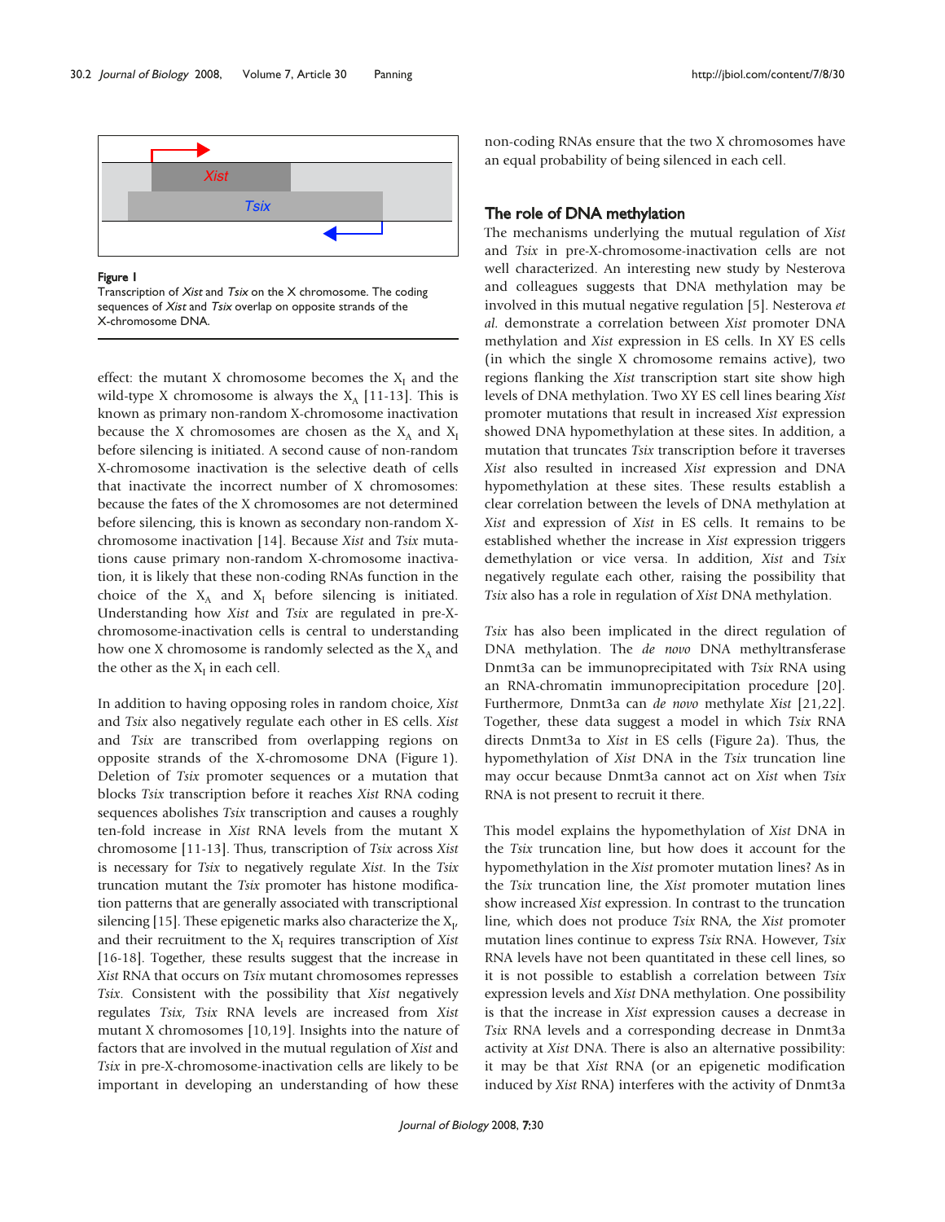Figure 1
Transcription of *Xist* and *Tsix* on the X chromosome. The coding sequences of *Xist* and *Tsix* overlap on opposite strands of the X-chromosome DNA.

effect: the mutant X chromosome becomes the $X_I$ and the wild-type X chromosome is always the $X_A$ [11-13]. This is known as primary non-random X-chromosome inactivation because the X chromosomes are chosen as the $X_A$ and $X_I$ before silencing is initiated. A second cause of non-random X-chromosome inactivation is the selective death of cells that inactivate the incorrect number of X chromosomes: because the fates of the X chromosomes are not determined before silencing, this is known as secondary non-random X-chromosome inactivation [14]. Because *Xist* and *Tsix* mutations cause primary non-random X-chromosome inactivation, it is likely that these non-coding RNAs function in the choice of the $X_A$ and $X_I$ before silencing is initiated. Understanding how *Xist* and *Tsix* are regulated in pre-X-chromosome-inactivation cells is central to understanding how one X chromosome is randomly selected as the $X_A$ and the other as the $X_I$ in each cell.

In addition to having opposing roles in random choice, *Xist* and *Tsix* also negatively regulate each other in ES cells. *Xist* and *Tsix* are transcribed from overlapping regions on opposite strands of the X-chromosome DNA (Figure 1). Deletion of *Tsix* promoter sequences or a mutation that blocks *Tsix* transcription before it reaches *Xist* RNA coding sequences abolishes *Tsix* transcription and causes a roughly ten-fold increase in *Xist* RNA levels from the mutant X chromosome [11-13]. Thus, transcription of *Tsix* across *Xist* is necessary for *Tsix* to negatively regulate *Xist*. In the *Tsix* truncation mutant the *Tsix* promoter has histone modification patterns that are generally associated with transcriptional silencing [15]. These epigenetic marks also characterize the $X_I$, and their recruitment to the $X_I$ requires transcription of *Xist* [16-18]. Together, these results suggest that the increase in *Xist* RNA that occurs on *Tsix* mutant chromosomes represses *Tsix*. Consistent with the possibility that *Xist* negatively regulates *Tsix*, *Tsix* RNA levels are increased from *Xist* mutant X chromosomes [10,19]. Insights into the nature of factors that are involved in the mutual regulation of *Xist* and *Tsix* in pre-X-chromosome-inactivation cells are likely to be important in developing an understanding of how these non-coding RNAs ensure that the two X chromosomes have an equal probability of being silenced in each cell.

## The role of DNA methylation

The mechanisms underlying the mutual regulation of *Xist* and *Tsix* in pre-X-chromosome-inactivation cells are not well characterized. An interesting new study by Nesterova and colleagues suggests that DNA methylation may be involved in this mutual negative regulation [5]. Nesterova *et al.* demonstrate a correlation between *Xist* promoter DNA methylation and *Xist* expression in ES cells. In XY ES cells (in which the single X chromosome remains active), two regions flanking the *Xist* transcription start site show high levels of DNA methylation. Two XY ES cell lines bearing *Xist* promoter mutations that result in increased *Xist* expression showed DNA hypomethylation at these sites. In addition, a mutation that truncates *Tsix* transcription before it traverses *Xist* also resulted in increased *Xist* expression and DNA hypomethylation at these sites. These results establish a clear correlation between the levels of DNA methylation at *Xist* and expression of *Xist* in ES cells. It remains to be established whether the increase in *Xist* expression triggers demethylation or vice versa. In addition, *Xist* and *Tsix* negatively regulate each other, raising the possibility that *Tsix* also has a role in regulation of *Xist* DNA methylation.

*Tsix* has also been implicated in the direct regulation of DNA methylation. The *de novo* DNA methyltransferase Dnmt3a can be immunoprecipitated with *Tsix* RNA using an RNA-chromatin immunoprecipitation procedure [20]. Furthermore, Dnmt3a can *de novo* methylate *Xist* [21,22]. Together, these data suggest a model in which *Tsix* RNA directs Dnmt3a to *Xist* in ES cells (Figure 2a). Thus, the hypomethylation of *Xist* DNA in the *Tsix* truncation line may occur because Dnmt3a cannot act on *Xist* when *Tsix* RNA is not present to recruit it there.

This model explains the hypomethylation of *Xist* DNA in the *Tsix* truncation line, but how does it account for the hypomethylation in the *Xist* promoter mutation lines? As in the *Tsix* truncation line, the *Xist* promoter mutation lines show increased *Xist* expression. In contrast to the truncation line, which does not produce *Tsix* RNA, the *Xist* promoter mutation lines continue to express *Tsix* RNA. However, *Tsix* RNA levels have not been quantitated in these cell lines, so it is not possible to establish a correlation between *Tsix* expression levels and *Xist* DNA methylation. One possibility is that the increase in *Xist* expression causes a decrease in *Tsix* RNA levels and a corresponding decrease in Dnmt3a activity at *Xist* DNA. There is also an alternative possibility: it may be that *Xist* RNA (or an epigenetic modification induced by *Xist* RNA) interferes with the activity of Dnmt3a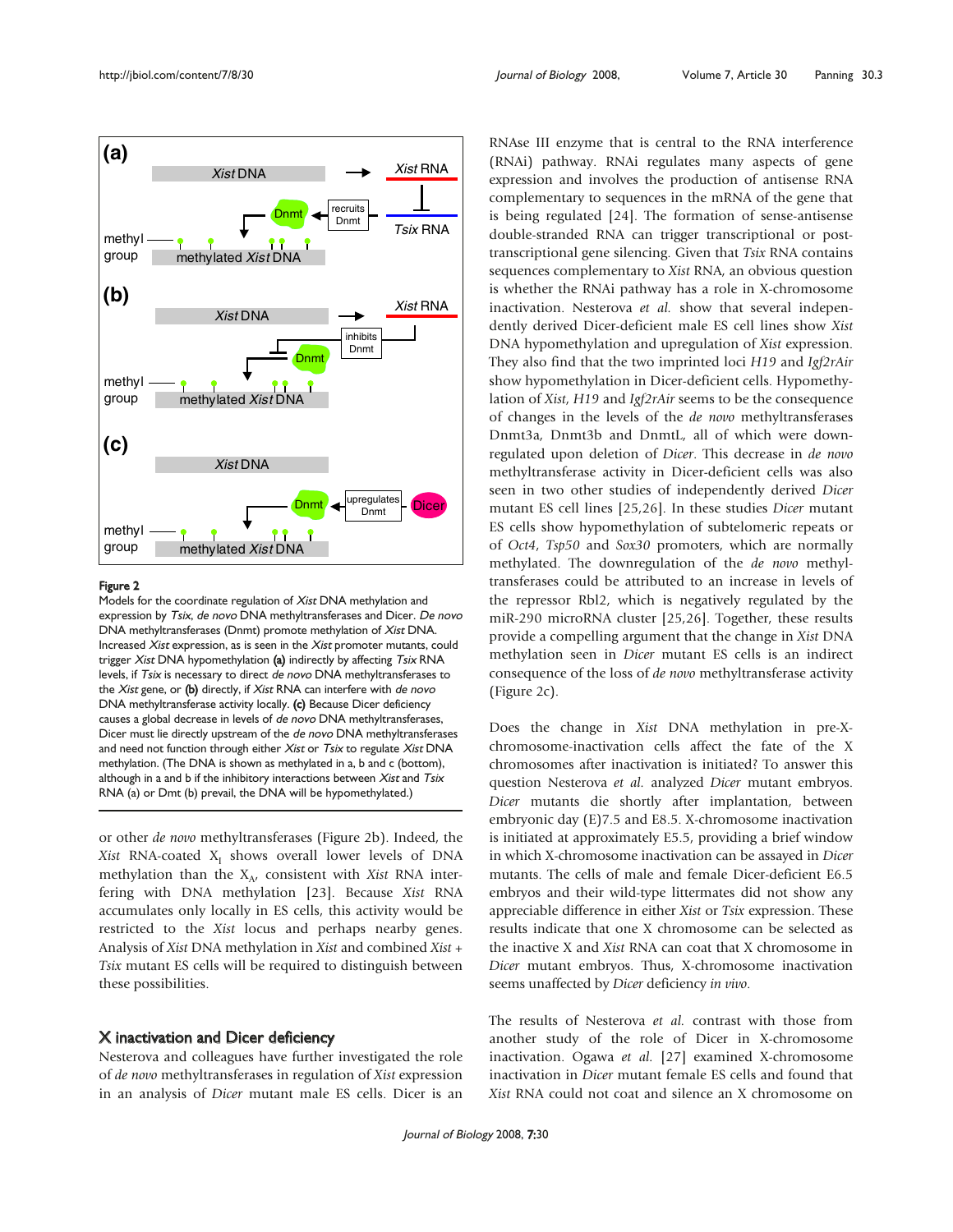**Figure 2**

Models for the coordinate regulation of *Xist* DNA methylation and expression by *Tsix*, *de novo* DNA methyltransferases and Dicer. *De novo* DNA methyltransferases (Dnmt) promote methylation of *Xist* DNA. Increased *Xist* expression, as is seen in the *Xist* promoter mutants, could trigger *Xist* DNA hypomethylation **(a)** indirectly by affecting *Tsix* RNA levels, if *Tsix* is necessary to direct *de novo* DNA methyltransferases to the *Xist* gene, or **(b)** directly, if *Xist* RNA can interfere with *de novo* DNA methyltransferase activity locally. **(c)** Because Dicer deficiency causes a global decrease in levels of *de novo* DNA methyltransferases, Dicer must lie directly upstream of the *de novo* DNA methyltransferases and need not function through either *Xist* or *Tsix* to regulate *Xist* DNA methylation. (The DNA is shown as methylated in a, b and c (bottom), although in a and b if the inhibitory interactions between *Xist* and *Tsix* RNA (a) or Dmt (b) prevail, the DNA will be hypomethylated.)

or other *de novo* methyltransferases (Figure 2b). Indeed, the *Xist* RNA-coated $X_I$ shows overall lower levels of DNA methylation than the $X_A$, consistent with *Xist* RNA interfering with DNA methylation [23]. Because *Xist* RNA accumulates only locally in ES cells, this activity would be restricted to the *Xist* locus and perhaps nearby genes. Analysis of *Xist* DNA methylation in *Xist* and combined *Xist* + *Tsix* mutant ES cells will be required to distinguish between these possibilities.

## X inactivation and Dicer deficiency

Nesterova and colleagues have further investigated the role of *de novo* methyltransferases in regulation of *Xist* expression in an analysis of *Dicer* mutant male ES cells. Dicer is an RNAse III enzyme that is central to the RNA interference (RNAi) pathway. RNAi regulates many aspects of gene expression and involves the production of antisense RNA complementary to sequences in the mRNA of the gene that is being regulated [24]. The formation of sense-antisense double-stranded RNA can trigger transcriptional or post-transcriptional gene silencing. Given that *Tsix* RNA contains sequences complementary to *Xist* RNA, an obvious question is whether the RNAi pathway has a role in X-chromosome inactivation. Nesterova *et al.* show that several independently derived Dicer-deficient male ES cell lines show *Xist* DNA hypomethylation and upregulation of *Xist* expression. They also find that the two imprinted loci *H19* and *Igf2rAir* show hypomethylation in Dicer-deficient cells. Hypomethylation of *Xist*, *H19* and *Igf2rAir* seems to be the consequence of changes in the levels of the *de novo* methyltransferases Dnmt3a, Dnmt3b and DnmtL, all of which were downregulated upon deletion of *Dicer*. This decrease in *de novo* methyltransferase activity in Dicer-deficient cells was also seen in two other studies of independently derived *Dicer* mutant ES cell lines [25,26]. In these studies *Dicer* mutant ES cells show hypomethylation of subtelomeric repeats or of *Oct4*, *Tsp50* and *Sox30* promoters, which are normally methylated. The downregulation of the *de novo* methyltransferases could be attributed to an increase in levels of the repressor Rbl2, which is negatively regulated by the miR-290 microRNA cluster [25,26]. Together, these results provide a compelling argument that the change in *Xist* DNA methylation seen in *Dicer* mutant ES cells is an indirect consequence of the loss of *de novo* methyltransferase activity (Figure 2c).

Does the change in *Xist* DNA methylation in pre-X-chromosome-inactivation cells affect the fate of the X chromosomes after inactivation is initiated? To answer this question Nesterova *et al.* analyzed *Dicer* mutant embryos. *Dicer* mutants die shortly after implantation, between embryonic day (E)7.5 and E8.5. X-chromosome inactivation is initiated at approximately E5.5, providing a brief window in which X-chromosome inactivation can be assayed in *Dicer* mutants. The cells of male and female Dicer-deficient E6.5 embryos and their wild-type littermates did not show any appreciable difference in either *Xist* or *Tsix* expression. These results indicate that one X chromosome can be selected as the inactive X and *Xist* RNA can coat that X chromosome in *Dicer* mutant embryos. Thus, X-chromosome inactivation seems unaffected by *Dicer* deficiency *in vivo*.

The results of Nesterova *et al.* contrast with those from another study of the role of Dicer in X-chromosome inactivation. Ogawa *et al.* [27] examined X-chromosome inactivation in *Dicer* mutant female ES cells and found that *Xist* RNA could not coat and silence an X chromosome on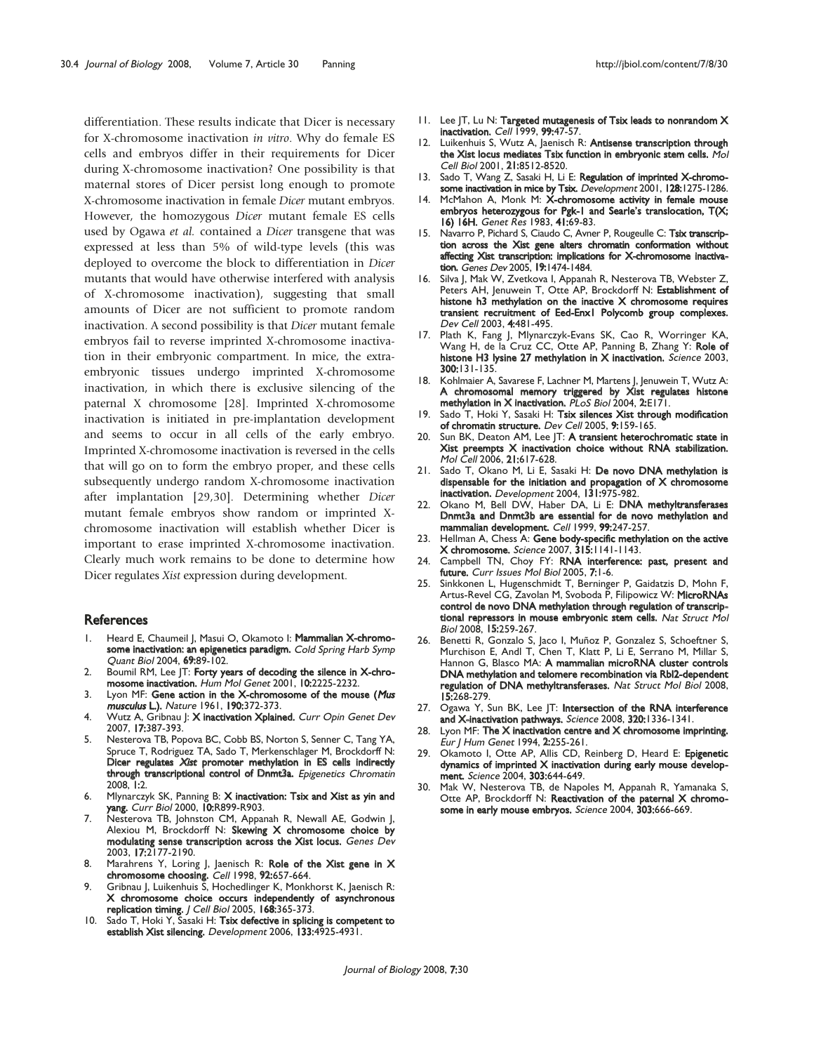differentiation. These results indicate that Dicer is necessary for X-chromosome inactivation *in vitro*. Why do female ES cells and embryos differ in their requirements for Dicer during X-chromosome inactivation? One possibility is that maternal stores of Dicer persist long enough to promote X-chromosome inactivation in female *Dicer* mutant embryos. However, the homozygous *Dicer* mutant female ES cells used by Ogawa *et al.* contained a *Dicer* transgene that was expressed at less than 5% of wild-type levels (this was deployed to overcome the block to differentiation in *Dicer* mutants that would have otherwise interfered with analysis of X-chromosome inactivation), suggesting that small amounts of Dicer are not sufficient to promote random inactivation. A second possibility is that *Dicer* mutant female embryos fail to reverse imprinted X-chromosome inactivation in their embryonic compartment. In mice, the extra-embryonic tissues undergo imprinted X-chromosome inactivation, in which there is exclusive silencing of the paternal X chromosome [28]. Imprinted X-chromosome inactivation is initiated in pre-implantation development and seems to occur in all cells of the early embryo. Imprinted X-chromosome inactivation is reversed in the cells that will go on to form the embryo proper, and these cells subsequently undergo random X-chromosome inactivation after implantation [29,30]. Determining whether *Dicer* mutant female embryos show random or imprinted X-chromosome inactivation will establish whether Dicer is important to erase imprinted X-chromosome inactivation. Clearly much work remains to be done to determine how Dicer regulates *Xist* expression during development.

## References

1. Heard E, Chaumeil J, Masui O, Okamoto I: **Mammalian X-chromosome inactivation: an epigenetics paradigm.** *Cold Spring Harb Symp Quant Biol* 2004, **69**:89-102.
2. Boumil RM, Lee JT: **Forty years of decoding the silence in X-chromosome inactivation.** *Hum Mol Genet* 2001, **10**:2225-2232.
3. Lyon MF: **Gene action in the X-chromosome of the mouse (*Mus musculus* L.).** *Nature* 1961, **190**:372-373.
4. Wutz A, Gribnau J: **X inactivation Xplained.** *Curr Opin Genet Dev* 2007, **17**:387-393.
5. Nesterova TB, Popova BC, Cobb BS, Norton S, Senner C, Tang YA, Spruce T, Rodriguez TA, Sado T, Merkenschlager M, Brockdorff N: **Dicer regulates *Xist* promoter methylation in ES cells indirectly through transcriptional control of Dnmt3a.** *Epigenetics Chromatin* 2008, **1**:2.
6. Mlynarczyk SK, Panning B: **X inactivation: Tsix and Xist as yin and yang.** *Curr Biol* 2000, **10**:R899-R903.
7. Nesterova TB, Johnston CM, Appanah R, Newall AE, Godwin J, Alexiou M, Brockdorff N: **Skewing X chromosome choice by modulating sense transcription across the Xist locus.** *Genes Dev* 2003, **17**:2177-2190.
8. Marahrens Y, Loring J, Jaenisch R: **Role of the Xist gene in X chromosome choosing.** *Cell* 1998, **92**:657-664.
9. Gribnau J, Luikenhuis S, Hochedlinger K, Monkhorst K, Jaenisch R: **X chromosome choice occurs independently of asynchronous replication timing.** *J Cell Biol* 2005, **168**:365-373.
10. Sado T, Hoki Y, Sasaki H: **Tsix defective in splicing is competent to establish Xist silencing.** *Development* 2006, **133**:4925-4931.
11. Lee JT, Lu N: **Targeted mutagenesis of Tsix leads to nonrandom X inactivation.** *Cell* 1999, **99**:47-57.
12. Luikenhuis S, Wutz A, Jaenisch R: **Antisense transcription through the Xist locus mediates Tsix function in embryonic stem cells.** *Mol Cell Biol* 2001, **21**:8512-8520.
13. Sado T, Wang Z, Sasaki H, Li E: **Regulation of imprinted X-chromosome inactivation in mice by Tsix.** *Development* 2001, **128**:1275-1286.
14. McMahon A, Monk M: **X-chromosome activity in female mouse embryos heterozygous for Pgk-1 and Searle's translocation, T(X; 16) 16H.** *Genet Res* 1983, **41**:69-83.
15. Navarro P, Pichard S, Ciaudo C, Avner P, Rougeulle C: **Tsix transcription across the Xist gene alters chromatin conformation without affecting Xist transcription: implications for X-chromosome inactivation.** *Genes Dev* 2005, **19**:1474-1484.
16. Silva J, Mak W, Zvetkova I, Appanah R, Nesterova TB, Webster Z, Peters AH, Jenuwein T, Otte AP, Brockdorff N: **Establishment of histone h3 methylation on the inactive X chromosome requires transient recruitment of Eed-Enx1 Polycomb group complexes.** *Dev Cell* 2003, **4**:481-495.
17. Plath K, Fang J, Mlynarczyk-Evans SK, Cao R, Worringer KA, Wang H, de la Cruz CC, Otte AP, Panning B, Zhang Y: **Role of histone H3 lysine 27 methylation in X inactivation.** *Science* 2003, **300**:131-135.
18. Kohlmaier A, Savarese F, Lachner M, Martens J, Jenuwein T, Wutz A: **A chromosomal memory triggered by Xist regulates histone methylation in X inactivation.** *PLoS Biol* 2004, **2**:E171.
19. Sado T, Hoki Y, Sasaki H: **Tsix silences Xist through modification of chromatin structure.** *Dev Cell* 2005, **9**:159-165.
20. Sun BK, Deaton AM, Lee JT: **A transient heterochromatic state in Xist preempts X inactivation choice without RNA stabilization.** *Mol Cell* 2006, **21**:617-628.
21. Sado T, Okano M, Li E, Sasaki H: **De novo DNA methylation is dispensable for the initiation and propagation of X chromosome inactivation.** *Development* 2004, **131**:975-982.
22. Okano M, Bell DW, Haber DA, Li E: **DNA methyltransferases Dnmt3a and Dnmt3b are essential for de novo methylation and mammalian development.** *Cell* 1999, **99**:247-257.
23. Hellman A, Chess A: **Gene body-specific methylation on the active X chromosome.** *Science* 2007, **315**:1141-1143.
24. Campbell TN, Choy FY: **RNA interference: past, present and future.** *Curr Issues Mol Biol* 2005, **7**:1-6.
25. Sinkkonen L, Hugenschmidt T, Berninger P, Gaidatzis D, Mohn F, Artus-Revel CG, Zavolan M, Svoboda P, Filipowicz W: **MicroRNAs control de novo DNA methylation through regulation of transcriptional repressors in mouse embryonic stem cells.** *Nat Struct Mol Biol* 2008, **15**:259-267.
26. Benetti R, Gonzalo S, Jaco I, Muñoz P, Gonzalez S, Schoeftner S, Murchison E, Andl T, Chen T, Klatt P, Li E, Serrano M, Millar S, Hannon G, Blasco MA: **A mammalian microRNA cluster controls DNA methylation and telomere recombination via Rbl2-dependent regulation of DNA methyltransferases.** *Nat Struct Mol Biol* 2008, **15**:268-279.
27. Ogawa Y, Sun BK, Lee JT: **Intersection of the RNA interference and X-inactivation pathways.** *Science* 2008, **320**:1336-1341.
28. Lyon MF: **The X inactivation centre and X chromosome imprinting.** *Eur J Hum Genet* 1994, **2**:255-261.
29. Okamoto I, Otte AP, Allis CD, Reinberg D, Heard E: **Epigenetic dynamics of imprinted X inactivation during early mouse development.** *Science* 2004, **303**:644-649.
30. Mak W, Nesterova TB, de Napoles M, Appanah R, Yamanaka S, Otte AP, Brockdorff N: **Reactivation of the paternal X chromosome in early mouse embryos.** *Science* 2004, **303**:666-669.